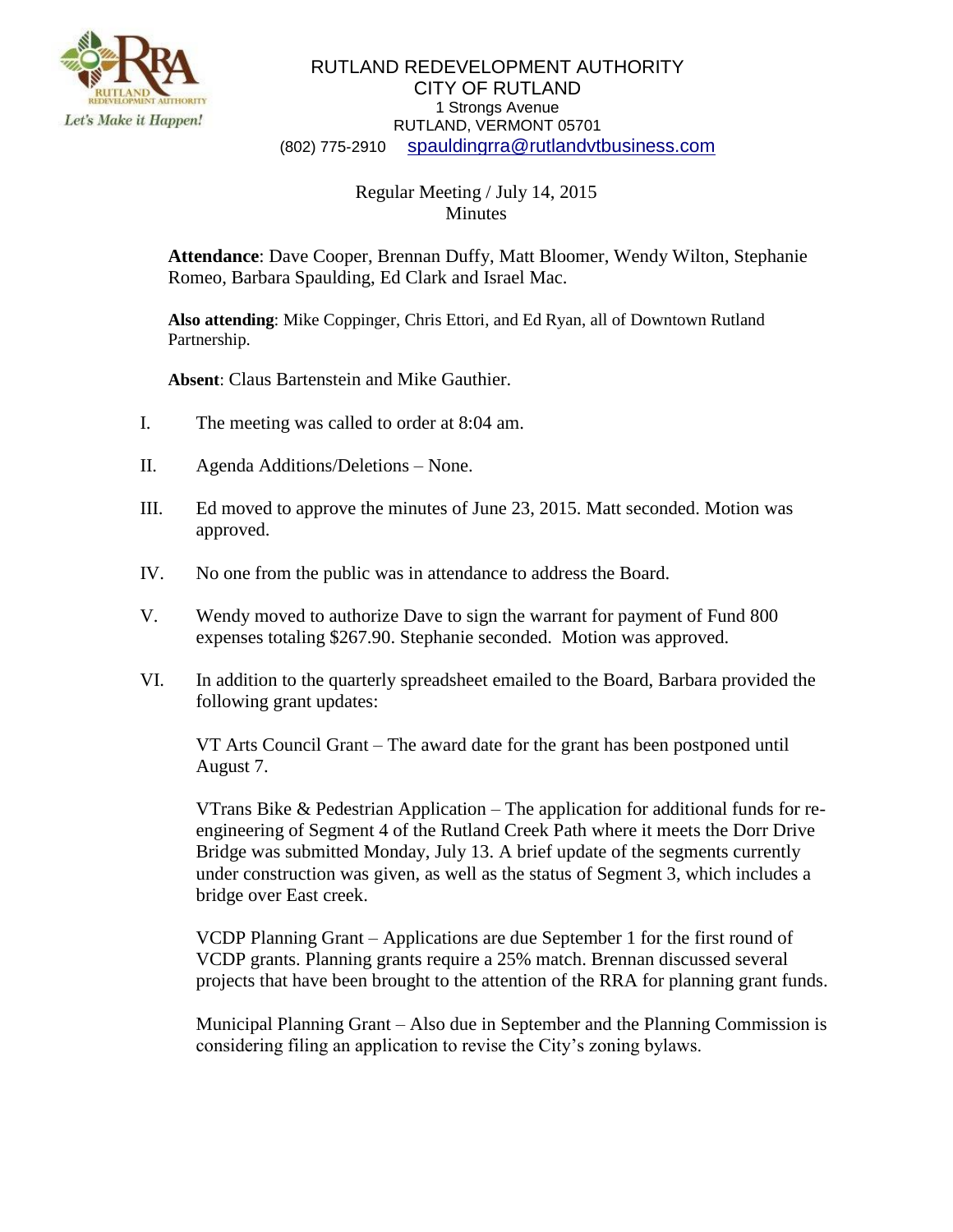RUTLAND REDEVELOPMENT AUTHORITY
CITY OF RUTLAND
1 Strongs Avenue
RUTLAND, VERMONT 05701
(802) 775-2910 spauldingrra@rutlandvtbusiness.com

Regular Meeting / July 14, 2015
Minutes

**Attendance**: Dave Cooper, Brennan Duffy, Matt Bloomer, Wendy Wilton, Stephanie Romeo, Barbara Spaulding, Ed Clark and Israel Mac.

**Also attending**: Mike Coppinger, Chris Ettori, and Ed Ryan, all of Downtown Rutland Partnership.

**Absent**: Claus Bartenstein and Mike Gauthier.

I. The meeting was called to order at 8:04 am.

II. Agenda Additions/Deletions – None.

III. Ed moved to approve the minutes of June 23, 2015. Matt seconded. Motion was approved.

IV. No one from the public was in attendance to address the Board.

V. Wendy moved to authorize Dave to sign the warrant for payment of Fund 800 expenses totaling $267.90. Stephanie seconded. Motion was approved.

VI. In addition to the quarterly spreadsheet emailed to the Board, Barbara provided the following grant updates:

VT Arts Council Grant – The award date for the grant has been postponed until August 7.

VTrans Bike & Pedestrian Application – The application for additional funds for re-engineering of Segment 4 of the Rutland Creek Path where it meets the Dorr Drive Bridge was submitted Monday, July 13. A brief update of the segments currently under construction was given, as well as the status of Segment 3, which includes a bridge over East creek.

VCDP Planning Grant – Applications are due September 1 for the first round of VCDP grants. Planning grants require a 25% match. Brennan discussed several projects that have been brought to the attention of the RRA for planning grant funds.

Municipal Planning Grant – Also due in September and the Planning Commission is considering filing an application to revise the City's zoning bylaws.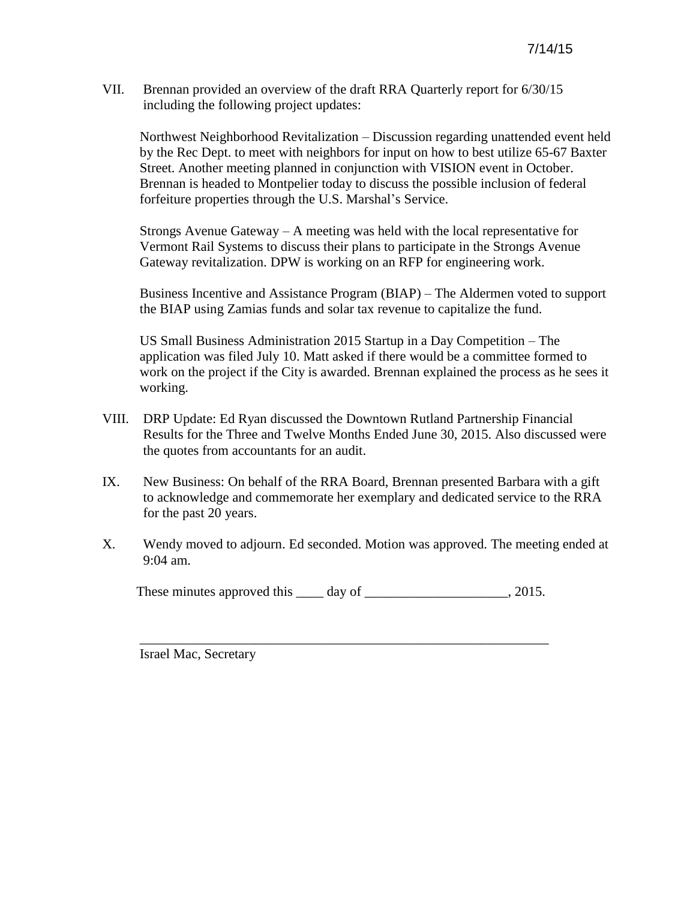VII. Brennan provided an overview of the draft RRA Quarterly report for 6/30/15 including the following project updates:

Northwest Neighborhood Revitalization – Discussion regarding unattended event held by the Rec Dept. to meet with neighbors for input on how to best utilize 65-67 Baxter Street. Another meeting planned in conjunction with VISION event in October. Brennan is headed to Montpelier today to discuss the possible inclusion of federal forfeiture properties through the U.S. Marshal's Service.

Strongs Avenue Gateway – A meeting was held with the local representative for Vermont Rail Systems to discuss their plans to participate in the Strongs Avenue Gateway revitalization. DPW is working on an RFP for engineering work.

Business Incentive and Assistance Program (BIAP) – The Aldermen voted to support the BIAP using Zamias funds and solar tax revenue to capitalize the fund.

US Small Business Administration 2015 Startup in a Day Competition – The application was filed July 10. Matt asked if there would be a committee formed to work on the project if the City is awarded. Brennan explained the process as he sees it working.

VIII. DRP Update: Ed Ryan discussed the Downtown Rutland Partnership Financial Results for the Three and Twelve Months Ended June 30, 2015. Also discussed were the quotes from accountants for an audit.

IX. New Business: On behalf of the RRA Board, Brennan presented Barbara with a gift to acknowledge and commemorate her exemplary and dedicated service to the RRA for the past 20 years.

X. Wendy moved to adjourn. Ed seconded. Motion was approved. The meeting ended at 9:04 am.

These minutes approved this ____ day of _____________________, 2015.

_____________________________________________________________

Israel Mac, Secretary